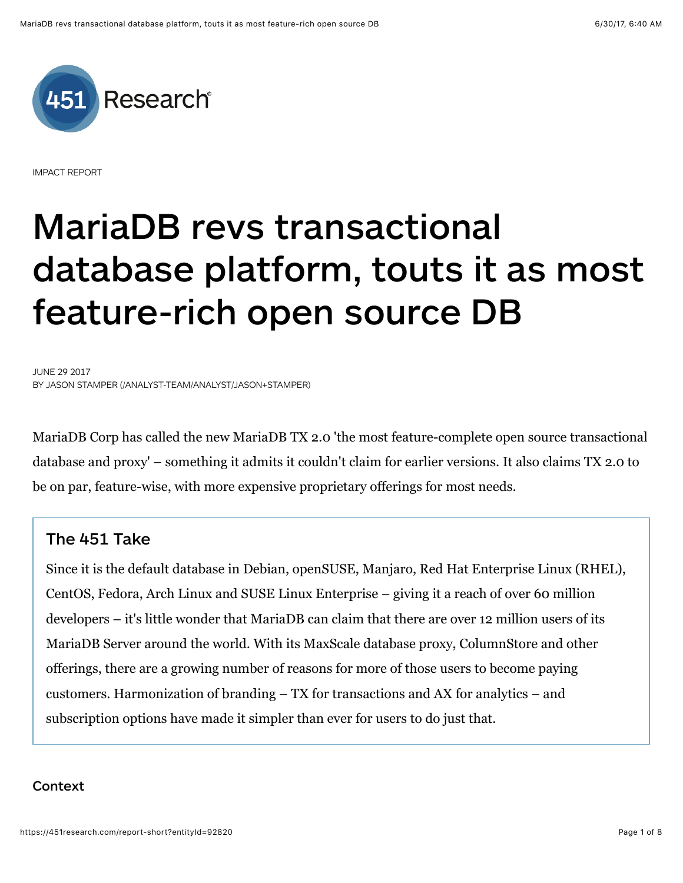IMPACT REPORT

# MariaDB revs transactional database platform, touts it as most feature-rich open source DB

JUNE 29 2017
BY JASON STAMPER (/ANALYST-TEAM/ANALYST/JASON+STAMPER)

MariaDB Corp has called the new MariaDB TX 2.0 'the most feature-complete open source transactional database and proxy' – something it admits it couldn't claim for earlier versions. It also claims TX 2.0 to be on par, feature-wise, with more expensive proprietary offerings for most needs.

## The 451 Take

Since it is the default database in Debian, openSUSE, Manjaro, Red Hat Enterprise Linux (RHEL), CentOS, Fedora, Arch Linux and SUSE Linux Enterprise – giving it a reach of over 60 million developers – it's little wonder that MariaDB can claim that there are over 12 million users of its MariaDB Server around the world. With its MaxScale database proxy, ColumnStore and other offerings, there are a growing number of reasons for more of those users to become paying customers. Harmonization of branding – TX for transactions and AX for analytics – and subscription options have made it simpler than ever for users to do just that.

## Context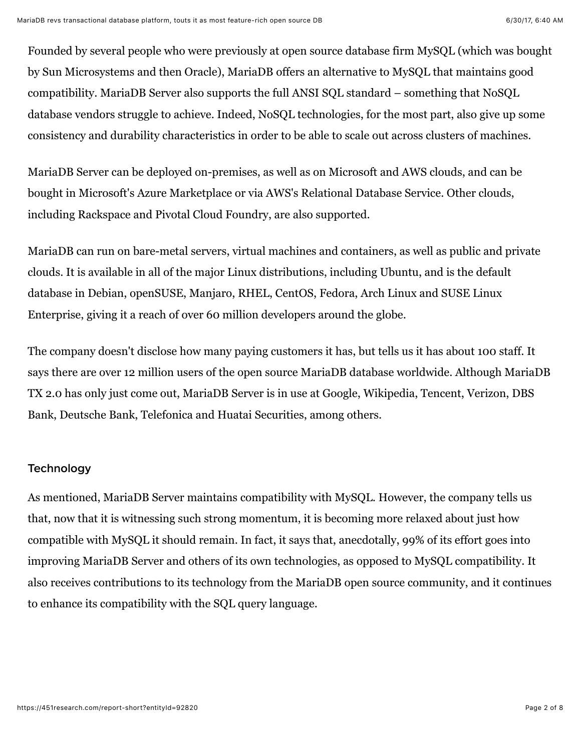Founded by several people who were previously at open source database firm MySQL (which was bought by Sun Microsystems and then Oracle), MariaDB offers an alternative to MySQL that maintains good compatibility. MariaDB Server also supports the full ANSI SQL standard – something that NoSQL database vendors struggle to achieve. Indeed, NoSQL technologies, for the most part, also give up some consistency and durability characteristics in order to be able to scale out across clusters of machines.

MariaDB Server can be deployed on-premises, as well as on Microsoft and AWS clouds, and can be bought in Microsoft's Azure Marketplace or via AWS's Relational Database Service. Other clouds, including Rackspace and Pivotal Cloud Foundry, are also supported.

MariaDB can run on bare-metal servers, virtual machines and containers, as well as public and private clouds. It is available in all of the major Linux distributions, including Ubuntu, and is the default database in Debian, openSUSE, Manjaro, RHEL, CentOS, Fedora, Arch Linux and SUSE Linux Enterprise, giving it a reach of over 60 million developers around the globe.

The company doesn't disclose how many paying customers it has, but tells us it has about 100 staff. It says there are over 12 million users of the open source MariaDB database worldwide. Although MariaDB TX 2.0 has only just come out, MariaDB Server is in use at Google, Wikipedia, Tencent, Verizon, DBS Bank, Deutsche Bank, Telefonica and Huatai Securities, among others.

### Technology

As mentioned, MariaDB Server maintains compatibility with MySQL. However, the company tells us that, now that it is witnessing such strong momentum, it is becoming more relaxed about just how compatible with MySQL it should remain. In fact, it says that, anecdotally, 99% of its effort goes into improving MariaDB Server and others of its own technologies, as opposed to MySQL compatibility. It also receives contributions to its technology from the MariaDB open source community, and it continues to enhance its compatibility with the SQL query language.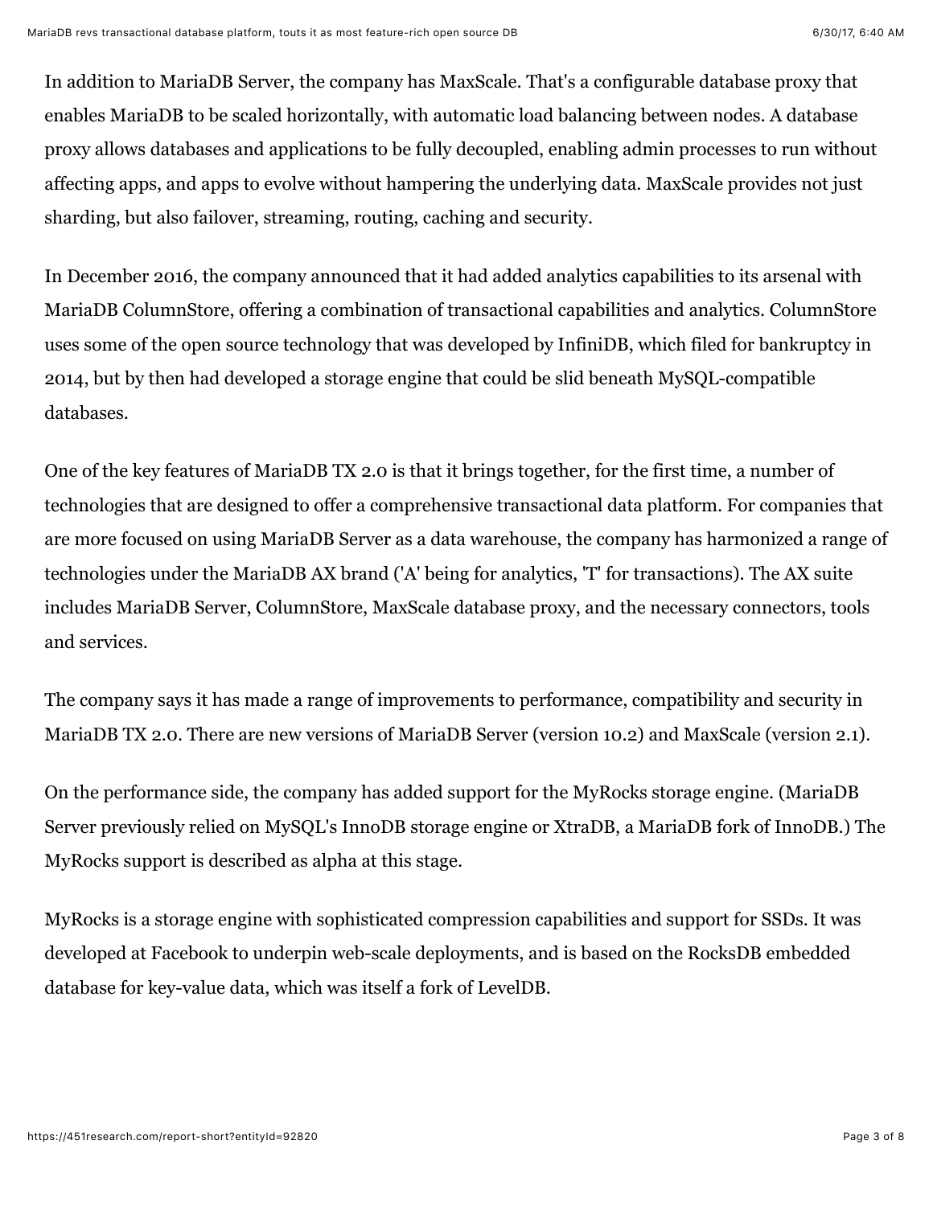In addition to MariaDB Server, the company has MaxScale. That's a configurable database proxy that enables MariaDB to be scaled horizontally, with automatic load balancing between nodes. A database proxy allows databases and applications to be fully decoupled, enabling admin processes to run without affecting apps, and apps to evolve without hampering the underlying data. MaxScale provides not just sharding, but also failover, streaming, routing, caching and security.

In December 2016, the company announced that it had added analytics capabilities to its arsenal with MariaDB ColumnStore, offering a combination of transactional capabilities and analytics. ColumnStore uses some of the open source technology that was developed by InfiniDB, which filed for bankruptcy in 2014, but by then had developed a storage engine that could be slid beneath MySQL-compatible databases.

One of the key features of MariaDB TX 2.0 is that it brings together, for the first time, a number of technologies that are designed to offer a comprehensive transactional data platform. For companies that are more focused on using MariaDB Server as a data warehouse, the company has harmonized a range of technologies under the MariaDB AX brand ('A' being for analytics, 'T' for transactions). The AX suite includes MariaDB Server, ColumnStore, MaxScale database proxy, and the necessary connectors, tools and services.

The company says it has made a range of improvements to performance, compatibility and security in MariaDB TX 2.0. There are new versions of MariaDB Server (version 10.2) and MaxScale (version 2.1).

On the performance side, the company has added support for the MyRocks storage engine. (MariaDB Server previously relied on MySQL's InnoDB storage engine or XtraDB, a MariaDB fork of InnoDB.) The MyRocks support is described as alpha at this stage.

MyRocks is a storage engine with sophisticated compression capabilities and support for SSDs. It was developed at Facebook to underpin web-scale deployments, and is based on the RocksDB embedded database for key-value data, which was itself a fork of LevelDB.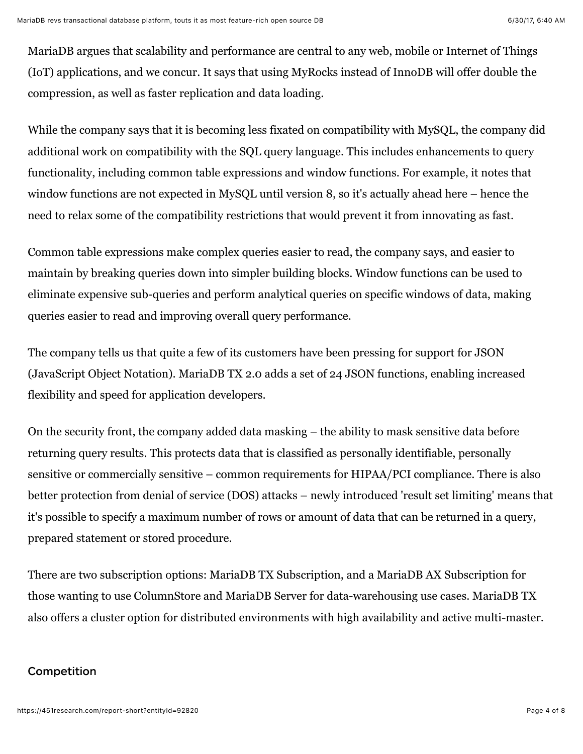MariaDB argues that scalability and performance are central to any web, mobile or Internet of Things (IoT) applications, and we concur. It says that using MyRocks instead of InnoDB will offer double the compression, as well as faster replication and data loading.

While the company says that it is becoming less fixated on compatibility with MySQL, the company did additional work on compatibility with the SQL query language. This includes enhancements to query functionality, including common table expressions and window functions. For example, it notes that window functions are not expected in MySQL until version 8, so it's actually ahead here – hence the need to relax some of the compatibility restrictions that would prevent it from innovating as fast.

Common table expressions make complex queries easier to read, the company says, and easier to maintain by breaking queries down into simpler building blocks. Window functions can be used to eliminate expensive sub-queries and perform analytical queries on specific windows of data, making queries easier to read and improving overall query performance.

The company tells us that quite a few of its customers have been pressing for support for JSON (JavaScript Object Notation). MariaDB TX 2.0 adds a set of 24 JSON functions, enabling increased flexibility and speed for application developers.

On the security front, the company added data masking – the ability to mask sensitive data before returning query results. This protects data that is classified as personally identifiable, personally sensitive or commercially sensitive – common requirements for HIPAA/PCI compliance. There is also better protection from denial of service (DOS) attacks – newly introduced 'result set limiting' means that it's possible to specify a maximum number of rows or amount of data that can be returned in a query, prepared statement or stored procedure.

There are two subscription options: MariaDB TX Subscription, and a MariaDB AX Subscription for those wanting to use ColumnStore and MariaDB Server for data-warehousing use cases. MariaDB TX also offers a cluster option for distributed environments with high availability and active multi-master.

## Competition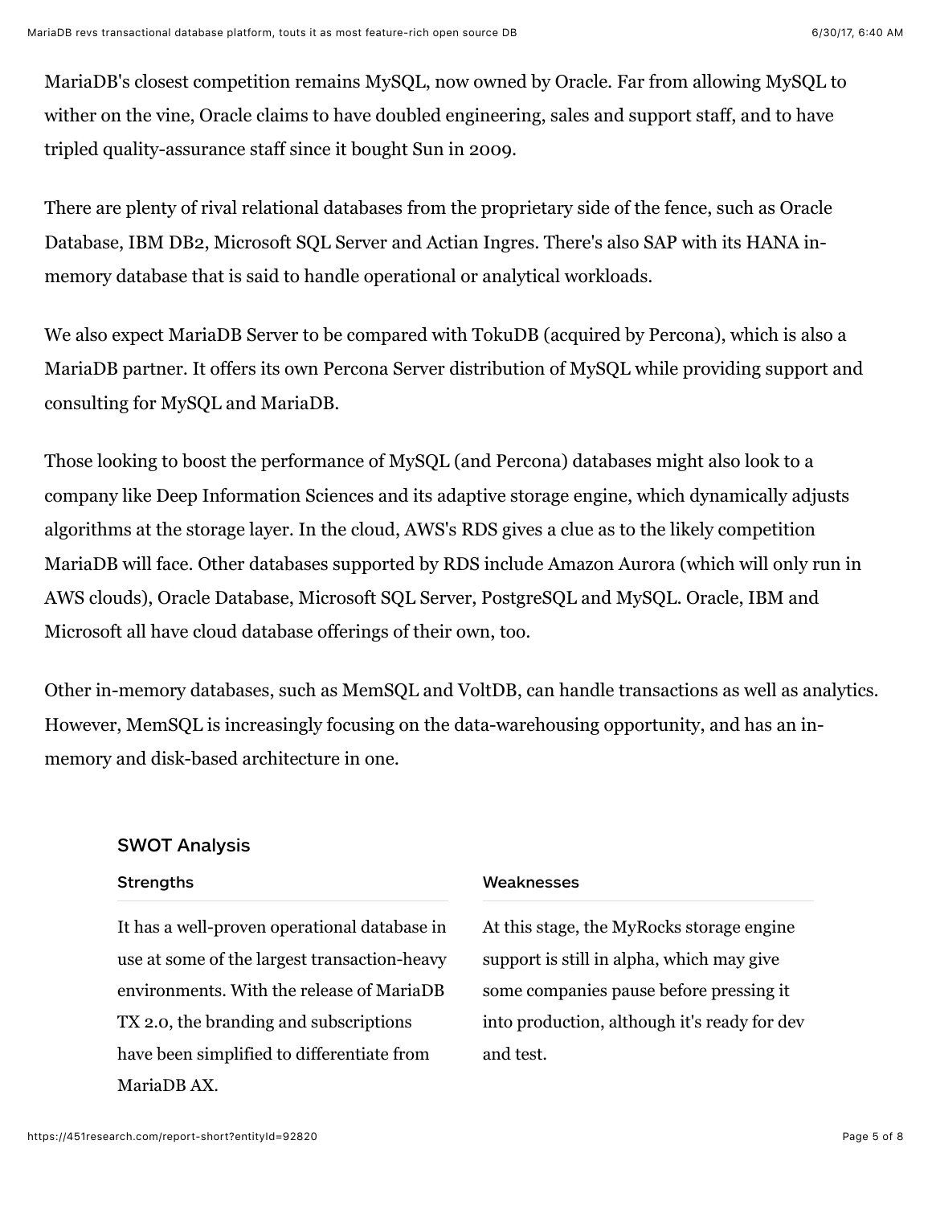MariaDB's closest competition remains MySQL, now owned by Oracle. Far from allowing MySQL to wither on the vine, Oracle claims to have doubled engineering, sales and support staff, and to have tripled quality-assurance staff since it bought Sun in 2009.

There are plenty of rival relational databases from the proprietary side of the fence, such as Oracle Database, IBM DB2, Microsoft SQL Server and Actian Ingres. There's also SAP with its HANA in-memory database that is said to handle operational or analytical workloads.

We also expect MariaDB Server to be compared with TokuDB (acquired by Percona), which is also a MariaDB partner. It offers its own Percona Server distribution of MySQL while providing support and consulting for MySQL and MariaDB.

Those looking to boost the performance of MySQL (and Percona) databases might also look to a company like Deep Information Sciences and its adaptive storage engine, which dynamically adjusts algorithms at the storage layer. In the cloud, AWS's RDS gives a clue as to the likely competition MariaDB will face. Other databases supported by RDS include Amazon Aurora (which will only run in AWS clouds), Oracle Database, Microsoft SQL Server, PostgreSQL and MySQL. Oracle, IBM and Microsoft all have cloud database offerings of their own, too.

Other in-memory databases, such as MemSQL and VoltDB, can handle transactions as well as analytics. However, MemSQL is increasingly focusing on the data-warehousing opportunity, and has an in-memory and disk-based architecture in one.

## SWOT Analysis

### Strengths

It has a well-proven operational database in use at some of the largest transaction-heavy environments. With the release of MariaDB TX 2.0, the branding and subscriptions have been simplified to differentiate from MariaDB AX.

### Weaknesses

At this stage, the MyRocks storage engine support is still in alpha, which may give some companies pause before pressing it into production, although it's ready for dev and test.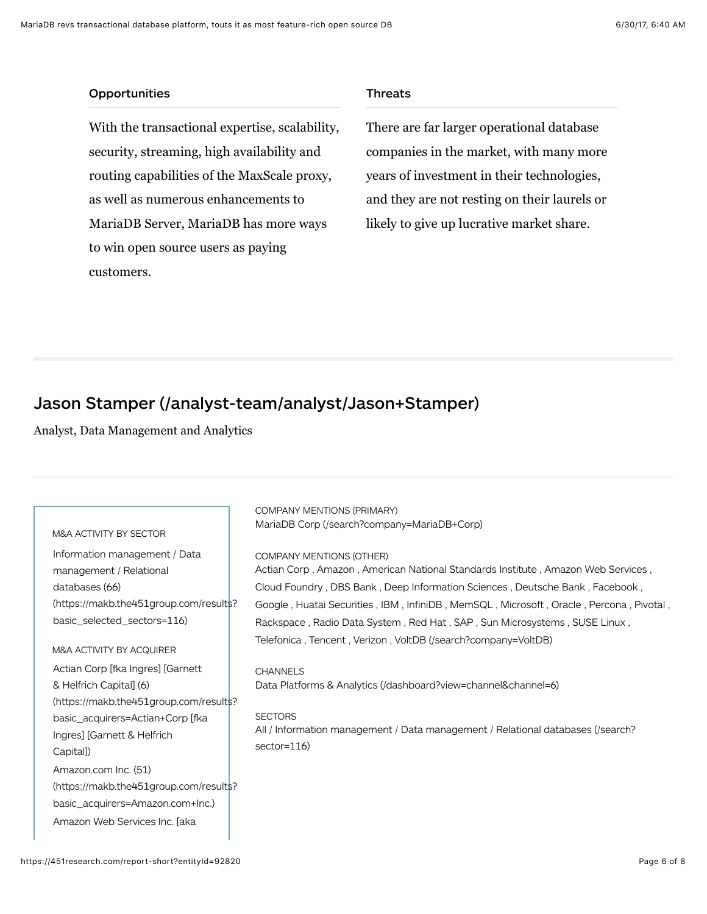### Opportunities

With the transactional expertise, scalability, security, streaming, high availability and routing capabilities of the MaxScale proxy, as well as numerous enhancements to MariaDB Server, MariaDB has more ways to win open source users as paying customers.

### Threats

There are far larger operational database companies in the market, with many more years of investment in their technologies, and they are not resting on their laurels or likely to give up lucrative market share.

---

## Jason Stamper (/analyst-team/analyst/Jason+Stamper)

Analyst, Data Management and Analytics

---

M&A ACTIVITY BY SECTOR

Information management / Data management / Relational databases (66) (https://makb.the451group.com/results?basic_selected_sectors=116)

M&A ACTIVITY BY ACQUIRER

Actian Corp [fka Ingres] [Garnett & Helfrich Capital] (6) (https://makb.the451group.com/results?basic_acquirers=Actian+Corp [fka Ingres] [Garnett & Helfrich Capital])

Amazon.com Inc. (51) (https://makb.the451group.com/results?basic_acquirers=Amazon.com+Inc.)

Amazon Web Services Inc. [aka

COMPANY MENTIONS (PRIMARY)

MariaDB Corp (/search?company=MariaDB+Corp)

COMPANY MENTIONS (OTHER)

Actian Corp , Amazon , American National Standards Institute , Amazon Web Services , Cloud Foundry , DBS Bank , Deep Information Sciences , Deutsche Bank , Facebook , Google , Huatai Securities , IBM , InfiniDB , MemSQL , Microsoft , Oracle , Percona , Pivotal , Rackspace , Radio Data System , Red Hat , SAP , Sun Microsystems , SUSE Linux , Telefonica , Tencent , Verizon , VoltDB (/search?company=VoltDB)

CHANNELS

Data Platforms & Analytics (/dashboard?view=channel&channel=6)

SECTORS

All / Information management / Data management / Relational databases (/search?sector=116)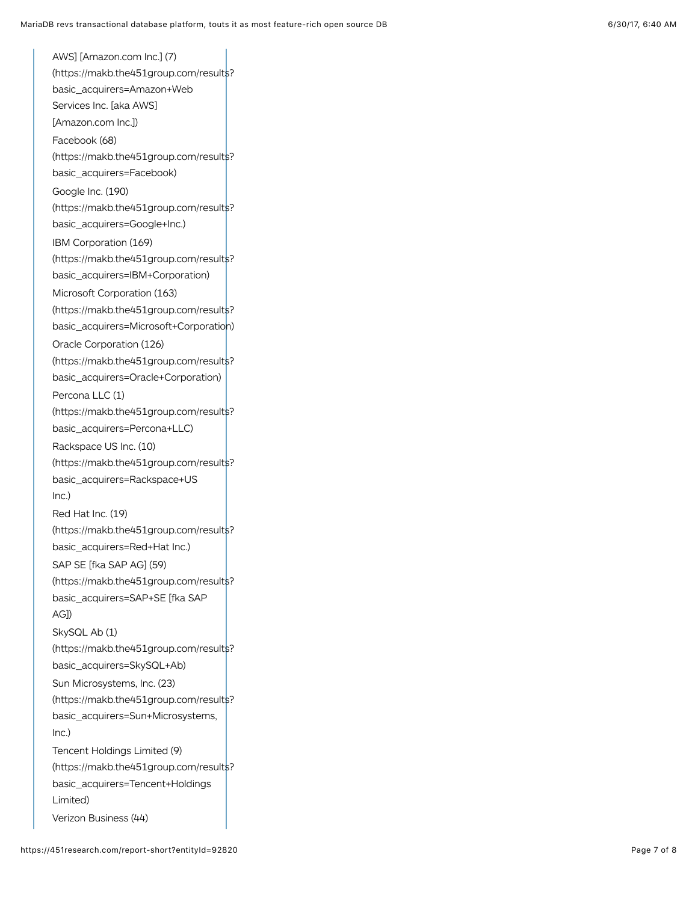AWS] [Amazon.com Inc.] (7) (https://makb.the451group.com/results?basic_acquirers=Amazon+Web Services Inc. [aka AWS] [Amazon.com Inc.])

Facebook (68) (https://makb.the451group.com/results?basic_acquirers=Facebook)

Google Inc. (190) (https://makb.the451group.com/results?basic_acquirers=Google+Inc.)

IBM Corporation (169) (https://makb.the451group.com/results?basic_acquirers=IBM+Corporation)

Microsoft Corporation (163) (https://makb.the451group.com/results?basic_acquirers=Microsoft+Corporation)

Oracle Corporation (126) (https://makb.the451group.com/results?basic_acquirers=Oracle+Corporation)

Percona LLC (1) (https://makb.the451group.com/results?basic_acquirers=Percona+LLC)

Rackspace US Inc. (10) (https://makb.the451group.com/results?basic_acquirers=Rackspace+US Inc.)

Red Hat Inc. (19) (https://makb.the451group.com/results?basic_acquirers=Red+Hat Inc.)

SAP SE [fka SAP AG] (59) (https://makb.the451group.com/results?basic_acquirers=SAP+SE [fka SAP AG])

SkySQL Ab (1) (https://makb.the451group.com/results?basic_acquirers=SkySQL+Ab)

Sun Microsystems, Inc. (23) (https://makb.the451group.com/results?basic_acquirers=Sun+Microsystems, Inc.)

Tencent Holdings Limited (9) (https://makb.the451group.com/results?basic_acquirers=Tencent+Holdings Limited)

Verizon Business (44)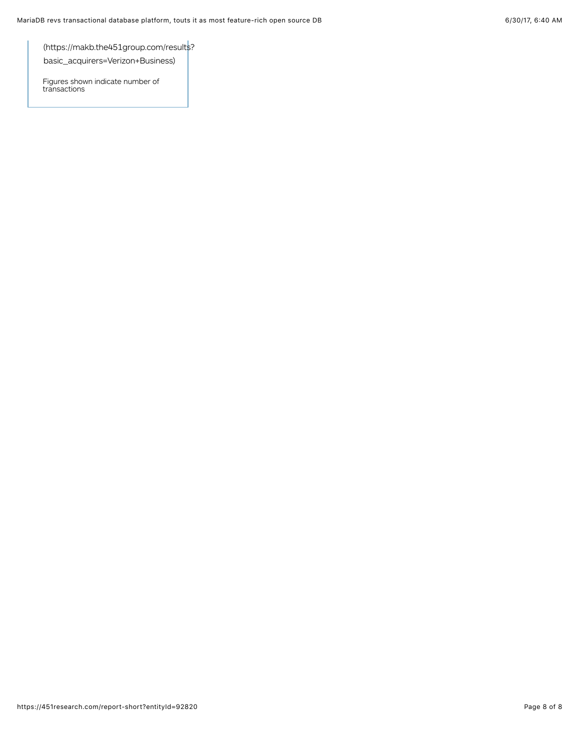(https://makb.the451group.com/results?basic_acquirers=Verizon+Business)

Figures shown indicate number of transactions